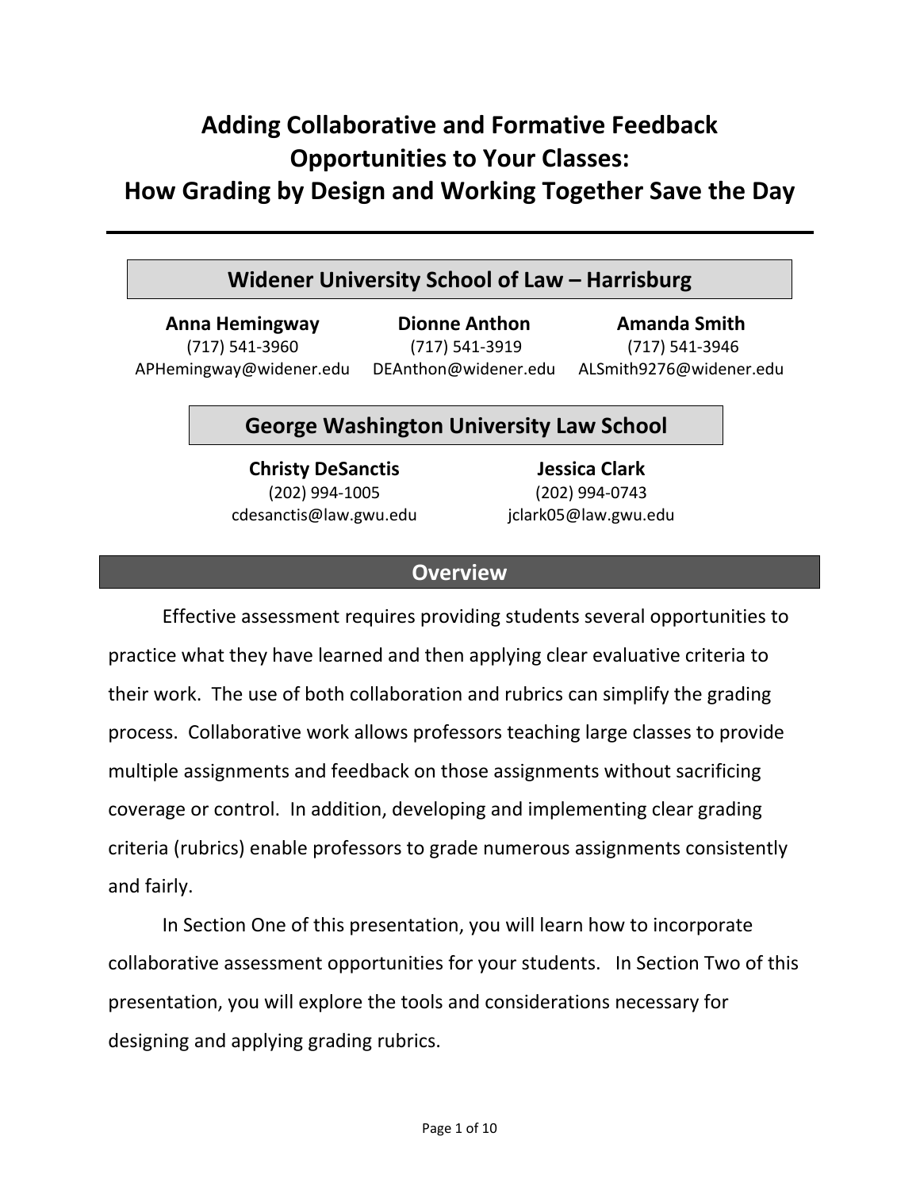# Adding Collaborative and Formative Feedback Opportunities to Your Classes: How Grading by Design and Working Together Save the Day

## Widener University School of Law – Harrisburg

**Anna Hemingway**
(717) 541-3960
APHemingway@widener.edu

**Dionne Anthon**
(717) 541-3919
DEAnthon@widener.edu

**Amanda Smith**
(717) 541-3946
ALSmith9276@widener.edu

## George Washington University Law School

**Christy DeSanctis**
(202) 994-1005
cdesanctis@law.gwu.edu

**Jessica Clark**
(202) 994-0743
jclark05@law.gwu.edu

## Overview

Effective assessment requires providing students several opportunities to practice what they have learned and then applying clear evaluative criteria to their work. The use of both collaboration and rubrics can simplify the grading process. Collaborative work allows professors teaching large classes to provide multiple assignments and feedback on those assignments without sacrificing coverage or control. In addition, developing and implementing clear grading criteria (rubrics) enable professors to grade numerous assignments consistently and fairly.

In Section One of this presentation, you will learn how to incorporate collaborative assessment opportunities for your students. In Section Two of this presentation, you will explore the tools and considerations necessary for designing and applying grading rubrics.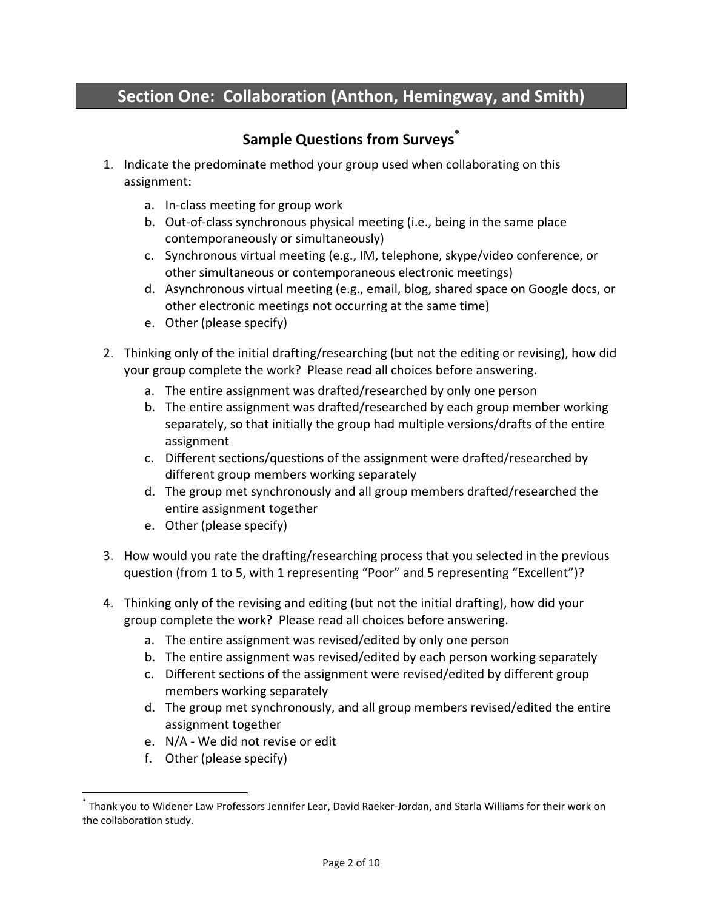## Section One: Collaboration (Anthon, Hemingway, and Smith)

### Sample Questions from Surveys[*]

1. Indicate the predominate method your group used when collaborating on this assignment:
   a. In-class meeting for group work
   b. Out-of-class synchronous physical meeting (i.e., being in the same place contemporaneously or simultaneously)
   c. Synchronous virtual meeting (e.g., IM, telephone, skype/video conference, or other simultaneous or contemporaneous electronic meetings)
   d. Asynchronous virtual meeting (e.g., email, blog, shared space on Google docs, or other electronic meetings not occurring at the same time)
   e. Other (please specify)

2. Thinking only of the initial drafting/researching (but not the editing or revising), how did your group complete the work? Please read all choices before answering.
   a. The entire assignment was drafted/researched by only one person
   b. The entire assignment was drafted/researched by each group member working separately, so that initially the group had multiple versions/drafts of the entire assignment
   c. Different sections/questions of the assignment were drafted/researched by different group members working separately
   d. The group met synchronously and all group members drafted/researched the entire assignment together
   e. Other (please specify)

3. How would you rate the drafting/researching process that you selected in the previous question (from 1 to 5, with 1 representing "Poor" and 5 representing "Excellent")?

4. Thinking only of the revising and editing (but not the initial drafting), how did your group complete the work? Please read all choices before answering.
   a. The entire assignment was revised/edited by only one person
   b. The entire assignment was revised/edited by each person working separately
   c. Different sections of the assignment were revised/edited by different group members working separately
   d. The group met synchronously, and all group members revised/edited the entire assignment together
   e. N/A - We did not revise or edit
   f. Other (please specify)

---

[*] Thank you to Widener Law Professors Jennifer Lear, David Raeker-Jordan, and Starla Williams for their work on the collaboration study.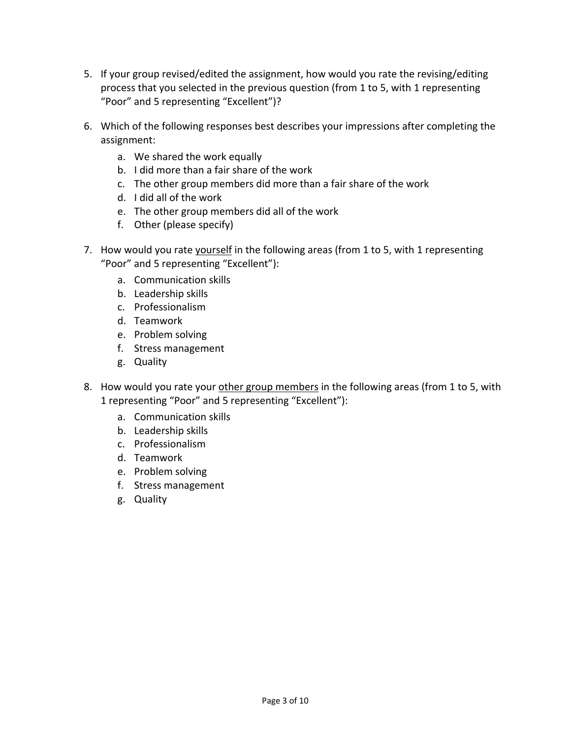5. If your group revised/edited the assignment, how would you rate the revising/editing process that you selected in the previous question (from 1 to 5, with 1 representing “Poor” and 5 representing “Excellent”)?

6. Which of the following responses best describes your impressions after completing the assignment:
   a. We shared the work equally
   b. I did more than a fair share of the work
   c. The other group members did more than a fair share of the work
   d. I did all of the work
   e. The other group members did all of the work
   f. Other (please specify)

7. How would you rate <u>yourself</u> in the following areas (from 1 to 5, with 1 representing “Poor” and 5 representing “Excellent”):
   a. Communication skills
   b. Leadership skills
   c. Professionalism
   d. Teamwork
   e. Problem solving
   f. Stress management
   g. Quality

8. How would you rate your <u>other group members</u> in the following areas (from 1 to 5, with 1 representing “Poor” and 5 representing “Excellent”):
   a. Communication skills
   b. Leadership skills
   c. Professionalism
   d. Teamwork
   e. Problem solving
   f. Stress management
   g. Quality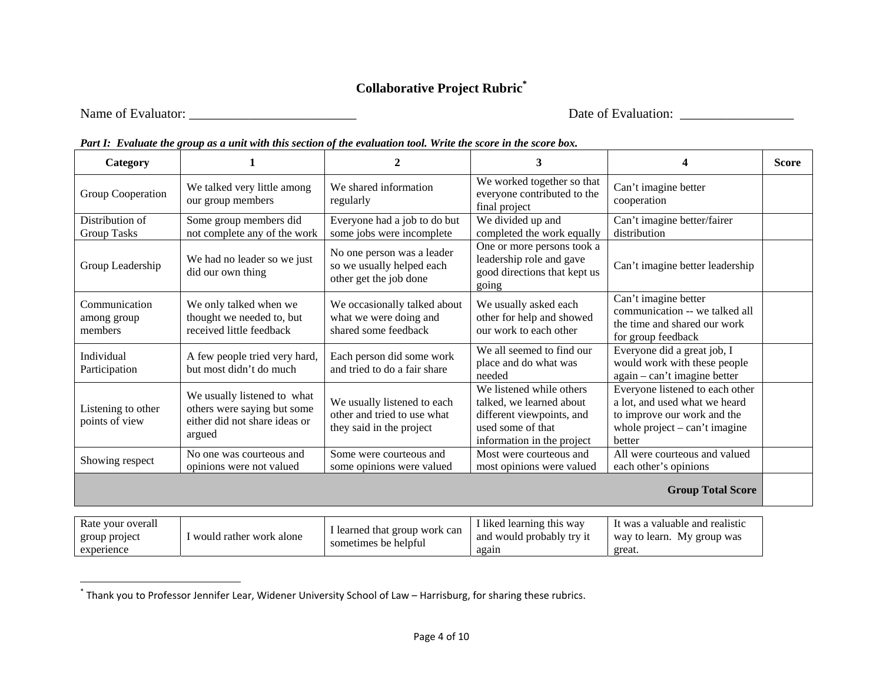# Collaborative Project Rubric[*]

Name of Evaluator: _________________________ Date of Evaluation: _________________

***Part I: Evaluate the group as a unit with this section of the evaluation tool. Write the score in the score box.***

| Category | 1 | 2 | 3 | 4 | Score |
|---|---|---|---|---|---|
| Group Cooperation | We talked very little among our group members | We shared information regularly | We worked together so that everyone contributed to the final project | Can't imagine better cooperation | |
| Distribution of Group Tasks | Some group members did not complete any of the work | Everyone had a job to do but some jobs were incomplete | We divided up and completed the work equally | Can't imagine better/fairer distribution | |
| Group Leadership | We had no leader so we just did our own thing | No one person was a leader so we usually helped each other get the job done | One or more persons took a leadership role and gave good directions that kept us going | Can't imagine better leadership | |
| Communication among group members | We only talked when we thought we needed to, but received little feedback | We occasionally talked about what we were doing and shared some feedback | We usually asked each other for help and showed our work to each other | Can't imagine better communication -- we talked all the time and shared our work for group feedback | |
| Individual Participation | A few people tried very hard, but most didn't do much | Each person did some work and tried to do a fair share | We all seemed to find our place and do what was needed | Everyone did a great job, I would work with these people again – can't imagine better | |
| Listening to other points of view | We usually listened to what others were saying but some either did not share ideas or argued | We usually listened to each other and tried to use what they said in the project | We listened while others talked, we learned about different viewpoints, and used some of that information in the project | Everyone listened to each other a lot, and used what we heard to improve our work and the whole project – can't imagine better | |
| Showing respect | No one was courteous and opinions were not valued | Some were courteous and some opinions were valued | Most were courteous and most opinions were valued | All were courteous and valued each other's opinions | |
| | | | | **Group Total Score** | |

| Rate your overall group project experience | I would rather work alone | I learned that group work can sometimes be helpful | I liked learning this way and would probably try it again | It was a valuable and realistic way to learn. My group was great. |
|---|---|---|---|---|

[*] Thank you to Professor Jennifer Lear, Widener University School of Law – Harrisburg, for sharing these rubrics.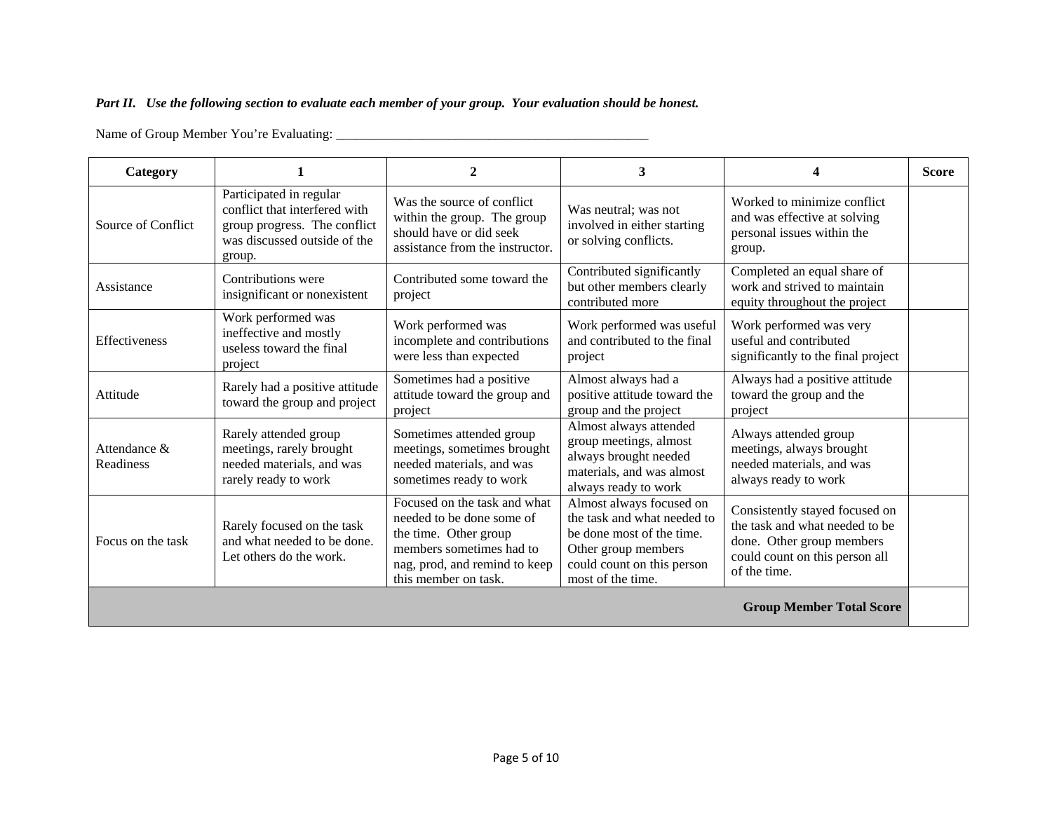***Part II. Use the following section to evaluate each member of your group. Your evaluation should be honest.***

Name of Group Member You're Evaluating: ________________________________________________

| Category | 1 | 2 | 3 | 4 | Score |
|---|---|---|---|---|---|
| Source of Conflict | Participated in regular conflict that interfered with group progress. The conflict was discussed outside of the group. | Was the source of conflict within the group. The group should have or did seek assistance from the instructor. | Was neutral; was not involved in either starting or solving conflicts. | Worked to minimize conflict and was effective at solving personal issues within the group. | |
| Assistance | Contributions were insignificant or nonexistent | Contributed some toward the project | Contributed significantly but other members clearly contributed more | Completed an equal share of work and strived to maintain equity throughout the project | |
| Effectiveness | Work performed was ineffective and mostly useless toward the final project | Work performed was incomplete and contributions were less than expected | Work performed was useful and contributed to the final project | Work performed was very useful and contributed significantly to the final project | |
| Attitude | Rarely had a positive attitude toward the group and project | Sometimes had a positive attitude toward the group and project | Almost always had a positive attitude toward the group and the project | Always had a positive attitude toward the group and the project | |
| Attendance & Readiness | Rarely attended group meetings, rarely brought needed materials, and was rarely ready to work | Sometimes attended group meetings, sometimes brought needed materials, and was sometimes ready to work | Almost always attended group meetings, almost always brought needed materials, and was almost always ready to work | Always attended group meetings, always brought needed materials, and was always ready to work | |
| Focus on the task | Rarely focused on the task and what needed to be done. Let others do the work. | Focused on the task and what needed to be done some of the time. Other group members sometimes had to nag, prod, and remind to keep this member on task. | Almost always focused on the task and what needed to be done most of the time. Other group members could count on this person most of the time. | Consistently stayed focused on the task and what needed to be done. Other group members could count on this person all of the time. | |
| | | | | **Group Member Total Score** | |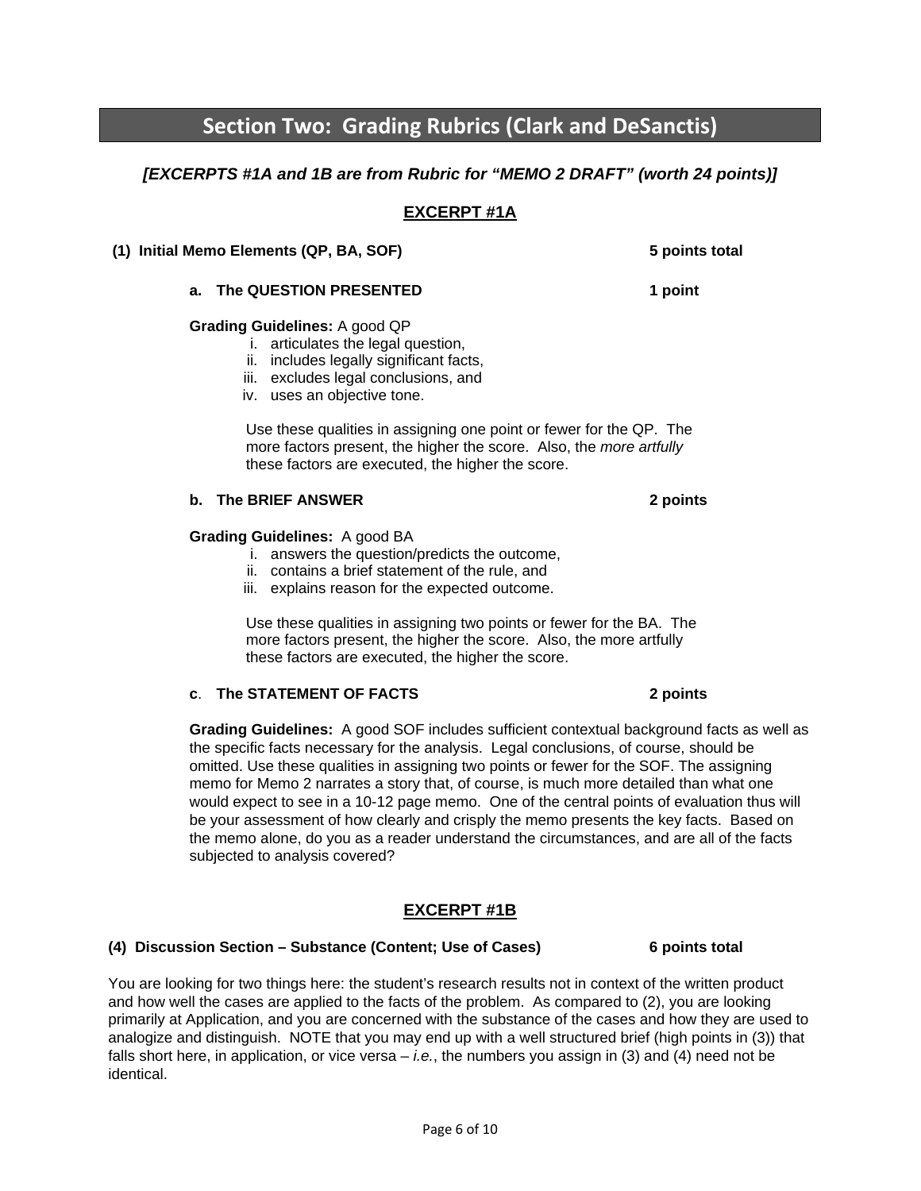# Section Two: Grading Rubrics (Clark and DeSanctis)

***[EXCERPTS #1A and 1B are from Rubric for "MEMO 2 DRAFT" (worth 24 points)]***

## EXCERPT #1A

**(1) Initial Memo Elements (QP, BA, SOF)** **5 points total**

**a. The QUESTION PRESENTED** **1 point**

**Grading Guidelines:** A good QP

i. articulates the legal question,
ii. includes legally significant facts,
iii. excludes legal conclusions, and
iv. uses an objective tone.

Use these qualities in assigning one point or fewer for the QP. The more factors present, the higher the score. Also, the *more artfully* these factors are executed, the higher the score.

**b. The BRIEF ANSWER** **2 points**

**Grading Guidelines:** A good BA

i. answers the question/predicts the outcome,
ii. contains a brief statement of the rule, and
iii. explains reason for the expected outcome.

Use these qualities in assigning two points or fewer for the BA. The more factors present, the higher the score. Also, the more artfully these factors are executed, the higher the score.

**c. The STATEMENT OF FACTS** **2 points**

**Grading Guidelines:** A good SOF includes sufficient contextual background facts as well as the specific facts necessary for the analysis. Legal conclusions, of course, should be omitted. Use these qualities in assigning two points or fewer for the SOF. The assigning memo for Memo 2 narrates a story that, of course, is much more detailed than what one would expect to see in a 10-12 page memo. One of the central points of evaluation thus will be your assessment of how clearly and crisply the memo presents the key facts. Based on the memo alone, do you as a reader understand the circumstances, and are all of the facts subjected to analysis covered?

## EXCERPT #1B

**(4) Discussion Section – Substance (Content; Use of Cases)** **6 points total**

You are looking for two things here: the student's research results not in context of the written product and how well the cases are applied to the facts of the problem. As compared to (2), you are looking primarily at Application, and you are concerned with the substance of the cases and how they are used to analogize and distinguish. NOTE that you may end up with a well structured brief (high points in (3)) that falls short here, in application, or vice versa – *i.e.*, the numbers you assign in (3) and (4) need not be identical.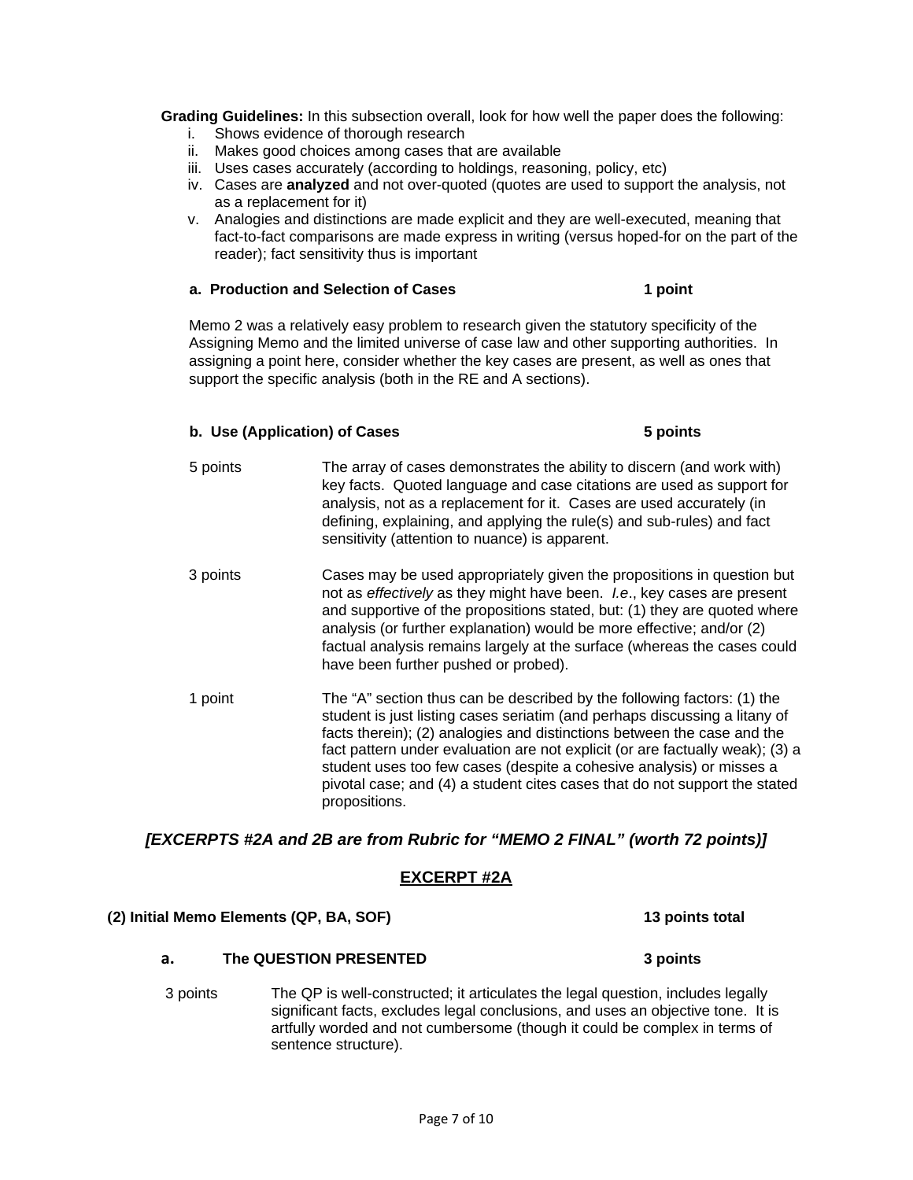**Grading Guidelines:** In this subsection overall, look for how well the paper does the following:

i. Shows evidence of thorough research
ii. Makes good choices among cases that are available
iii. Uses cases accurately (according to holdings, reasoning, policy, etc)
iv. Cases are **analyzed** and not over-quoted (quotes are used to support the analysis, not as a replacement for it)
v. Analogies and distinctions are made explicit and they are well-executed, meaning that fact-to-fact comparisons are made express in writing (versus hoped-for on the part of the reader); fact sensitivity thus is important

**a. Production and Selection of Cases** **1 point**

Memo 2 was a relatively easy problem to research given the statutory specificity of the Assigning Memo and the limited universe of case law and other supporting authorities. In assigning a point here, consider whether the key cases are present, as well as ones that support the specific analysis (both in the RE and A sections).

**b. Use (Application) of Cases** **5 points**

| | |
|---|---|
| 5 points | The array of cases demonstrates the ability to discern (and work with) key facts. Quoted language and case citations are used as support for analysis, not as a replacement for it. Cases are used accurately (in defining, explaining, and applying the rule(s) and sub-rules) and fact sensitivity (attention to nuance) is apparent. |
| 3 points | Cases may be used appropriately given the propositions in question but not as *effectively* as they might have been. *I.e*., key cases are present and supportive of the propositions stated, but: (1) they are quoted where analysis (or further explanation) would be more effective; and/or (2) factual analysis remains largely at the surface (whereas the cases could have been further pushed or probed). |
| 1 point | The "A" section thus can be described by the following factors: (1) the student is just listing cases seriatim (and perhaps discussing a litany of facts therein); (2) analogies and distinctions between the case and the fact pattern under evaluation are not explicit (or are factually weak); (3) a student uses too few cases (despite a cohesive analysis) or misses a pivotal case; and (4) a student cites cases that do not support the stated propositions. |

***[EXCERPTS #2A and 2B are from Rubric for "MEMO 2 FINAL" (worth 72 points)]***

## EXCERPT #2A

**(2) Initial Memo Elements (QP, BA, SOF)** **13 points total**

**a. The QUESTION PRESENTED** **3 points**

| | |
|---|---|
| 3 points | The QP is well-constructed; it articulates the legal question, includes legally significant facts, excludes legal conclusions, and uses an objective tone. It is artfully worded and not cumbersome (though it could be complex in terms of sentence structure). |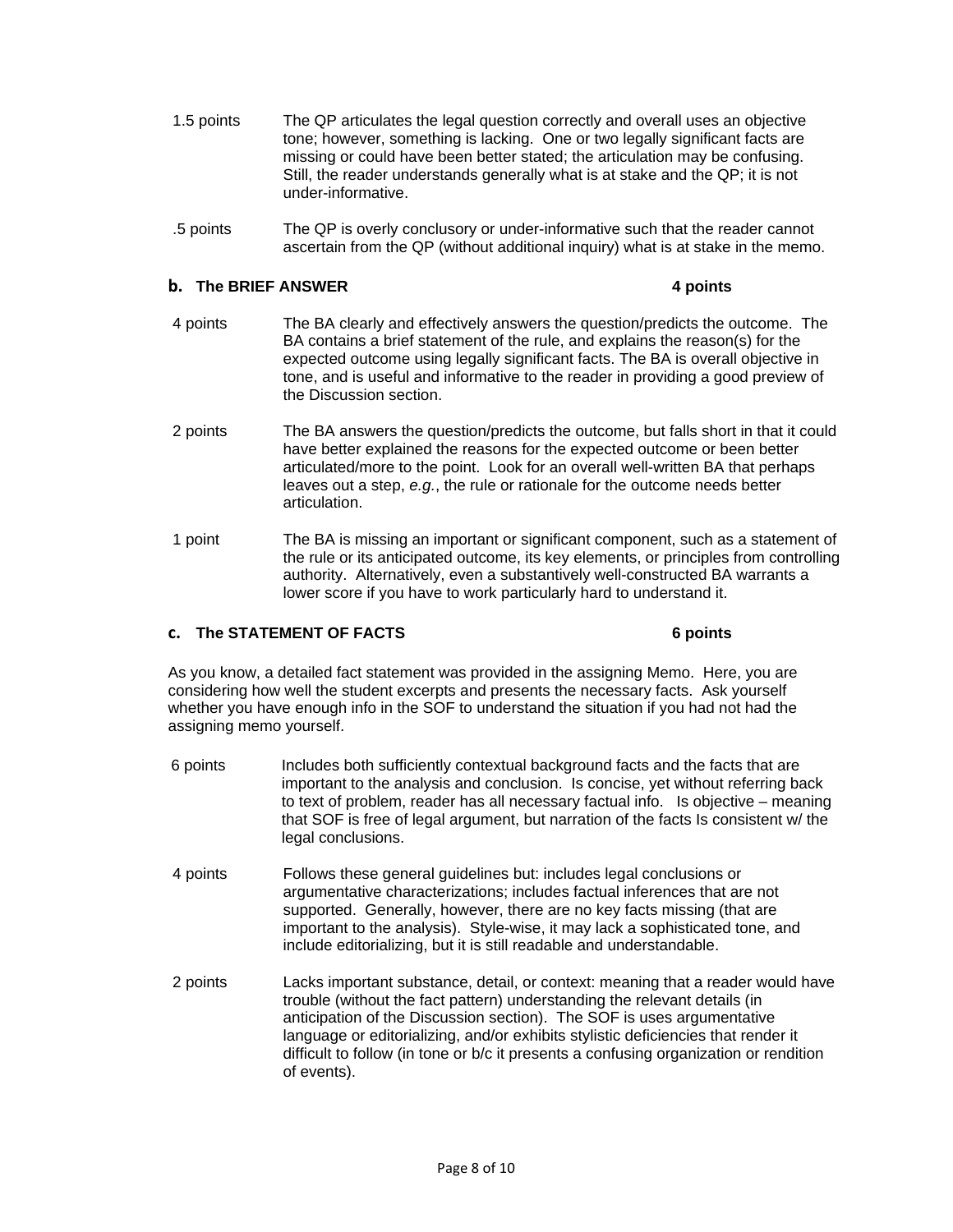1.5 points — The QP articulates the legal question correctly and overall uses an objective tone; however, something is lacking. One or two legally significant facts are missing or could have been better stated; the articulation may be confusing. Still, the reader understands generally what is at stake and the QP; it is not under-informative.

.5 points — The QP is overly conclusory or under-informative such that the reader cannot ascertain from the QP (without additional inquiry) what is at stake in the memo.

### b. The BRIEF ANSWER — 4 points

4 points — The BA clearly and effectively answers the question/predicts the outcome. The BA contains a brief statement of the rule, and explains the reason(s) for the expected outcome using legally significant facts. The BA is overall objective in tone, and is useful and informative to the reader in providing a good preview of the Discussion section.

2 points — The BA answers the question/predicts the outcome, but falls short in that it could have better explained the reasons for the expected outcome or been better articulated/more to the point. Look for an overall well-written BA that perhaps leaves out a step, *e.g.*, the rule or rationale for the outcome needs better articulation.

1 point — The BA is missing an important or significant component, such as a statement of the rule or its anticipated outcome, its key elements, or principles from controlling authority. Alternatively, even a substantively well-constructed BA warrants a lower score if you have to work particularly hard to understand it.

### c. The STATEMENT OF FACTS — 6 points

As you know, a detailed fact statement was provided in the assigning Memo. Here, you are considering how well the student excerpts and presents the necessary facts. Ask yourself whether you have enough info in the SOF to understand the situation if you had not had the assigning memo yourself.

6 points — Includes both sufficiently contextual background facts and the facts that are important to the analysis and conclusion. Is concise, yet without referring back to text of problem, reader has all necessary factual info. Is objective – meaning that SOF is free of legal argument, but narration of the facts Is consistent w/ the legal conclusions.

4 points — Follows these general guidelines but: includes legal conclusions or argumentative characterizations; includes factual inferences that are not supported. Generally, however, there are no key facts missing (that are important to the analysis). Style-wise, it may lack a sophisticated tone, and include editorializing, but it is still readable and understandable.

2 points — Lacks important substance, detail, or context: meaning that a reader would have trouble (without the fact pattern) understanding the relevant details (in anticipation of the Discussion section). The SOF is uses argumentative language or editorializing, and/or exhibits stylistic deficiencies that render it difficult to follow (in tone or b/c it presents a confusing organization or rendition of events).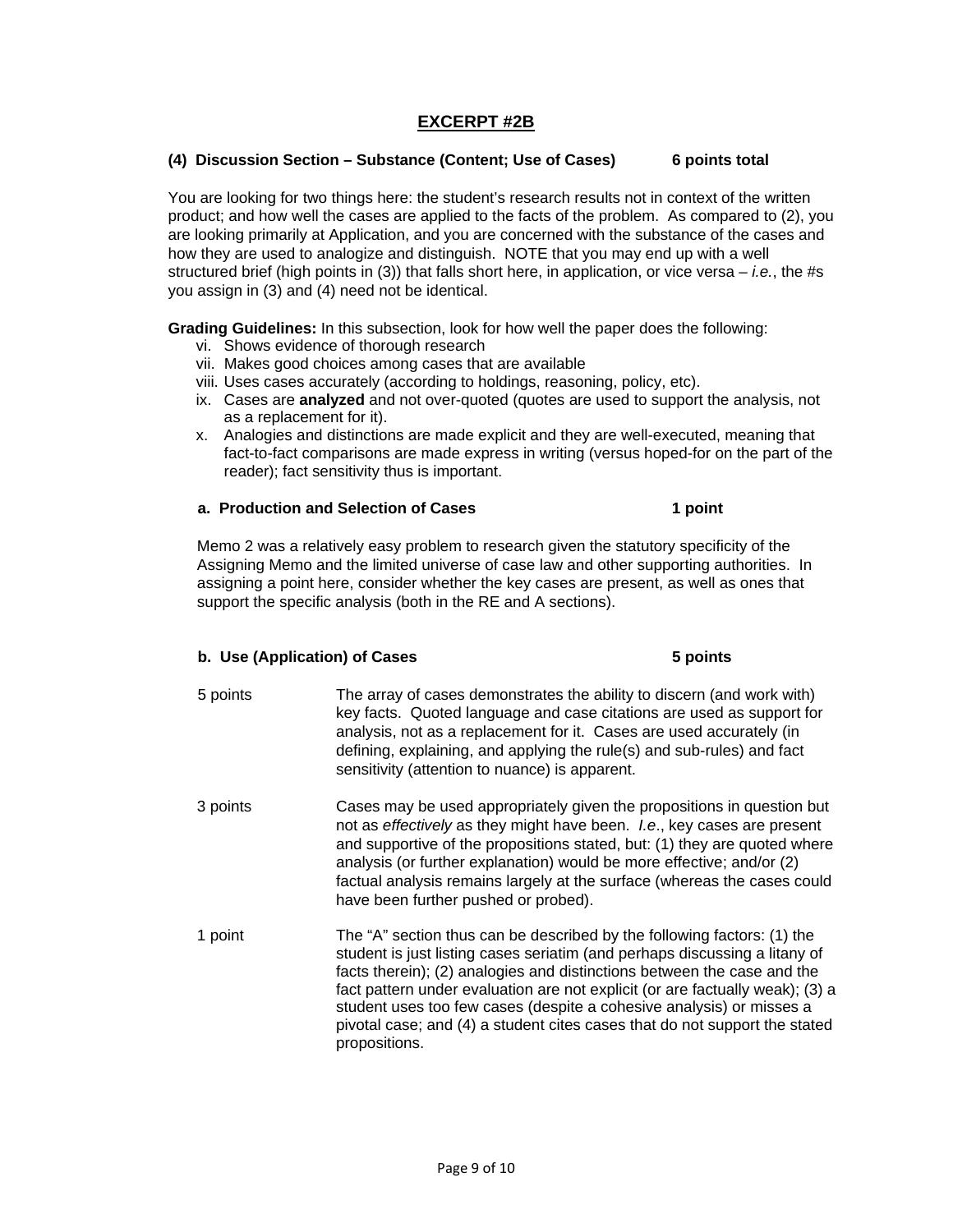## EXCERPT #2B

**(4) Discussion Section – Substance (Content; Use of Cases) 6 points total**

You are looking for two things here: the student's research results not in context of the written product; and how well the cases are applied to the facts of the problem. As compared to (2), you are looking primarily at Application, and you are concerned with the substance of the cases and how they are used to analogize and distinguish. NOTE that you may end up with a well structured brief (high points in (3)) that falls short here, in application, or vice versa – *i.e.*, the #s you assign in (3) and (4) need not be identical.

**Grading Guidelines:** In this subsection, look for how well the paper does the following:

vi. Shows evidence of thorough research
vii. Makes good choices among cases that are available
viii. Uses cases accurately (according to holdings, reasoning, policy, etc).
ix. Cases are **analyzed** and not over-quoted (quotes are used to support the analysis, not as a replacement for it).
x. Analogies and distinctions are made explicit and they are well-executed, meaning that fact-to-fact comparisons are made express in writing (versus hoped-for on the part of the reader); fact sensitivity thus is important.

**a. Production and Selection of Cases 1 point**

Memo 2 was a relatively easy problem to research given the statutory specificity of the Assigning Memo and the limited universe of case law and other supporting authorities. In assigning a point here, consider whether the key cases are present, as well as ones that support the specific analysis (both in the RE and A sections).

**b. Use (Application) of Cases 5 points**

| | |
|---|---|
| 5 points | The array of cases demonstrates the ability to discern (and work with) key facts. Quoted language and case citations are used as support for analysis, not as a replacement for it. Cases are used accurately (in defining, explaining, and applying the rule(s) and sub-rules) and fact sensitivity (attention to nuance) is apparent. |
| 3 points | Cases may be used appropriately given the propositions in question but not as *effectively* as they might have been. *I.e*., key cases are present and supportive of the propositions stated, but: (1) they are quoted where analysis (or further explanation) would be more effective; and/or (2) factual analysis remains largely at the surface (whereas the cases could have been further pushed or probed). |
| 1 point | The "A" section thus can be described by the following factors: (1) the student is just listing cases seriatim (and perhaps discussing a litany of facts therein); (2) analogies and distinctions between the case and the fact pattern under evaluation are not explicit (or are factually weak); (3) a student uses too few cases (despite a cohesive analysis) or misses a pivotal case; and (4) a student cites cases that do not support the stated propositions. |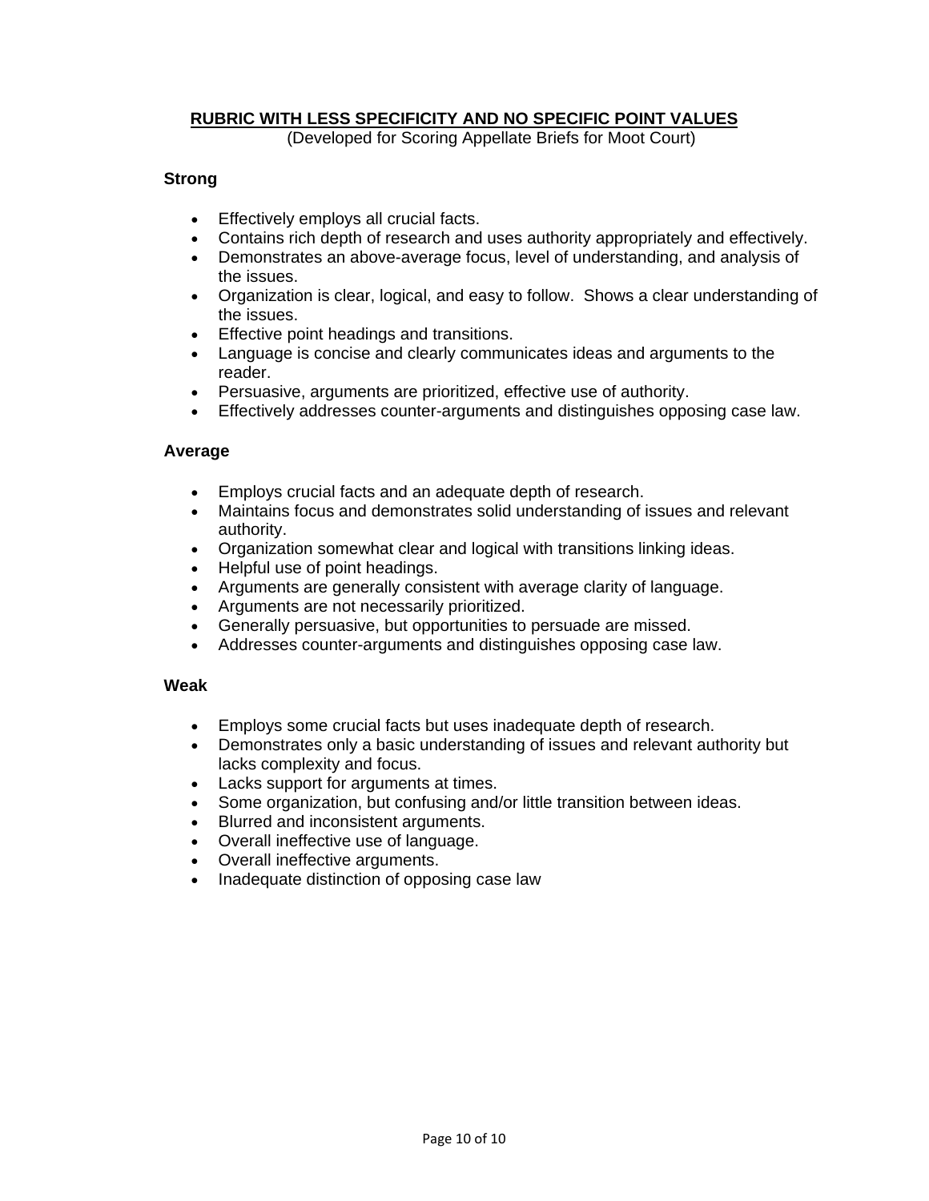## RUBRIC WITH LESS SPECIFICITY AND NO SPECIFIC POINT VALUES

(Developed for Scoring Appellate Briefs for Moot Court)

**Strong**

- Effectively employs all crucial facts.
- Contains rich depth of research and uses authority appropriately and effectively.
- Demonstrates an above-average focus, level of understanding, and analysis of the issues.
- Organization is clear, logical, and easy to follow. Shows a clear understanding of the issues.
- Effective point headings and transitions.
- Language is concise and clearly communicates ideas and arguments to the reader.
- Persuasive, arguments are prioritized, effective use of authority.
- Effectively addresses counter-arguments and distinguishes opposing case law.

**Average**

- Employs crucial facts and an adequate depth of research.
- Maintains focus and demonstrates solid understanding of issues and relevant authority.
- Organization somewhat clear and logical with transitions linking ideas.
- Helpful use of point headings.
- Arguments are generally consistent with average clarity of language.
- Arguments are not necessarily prioritized.
- Generally persuasive, but opportunities to persuade are missed.
- Addresses counter-arguments and distinguishes opposing case law.

**Weak**

- Employs some crucial facts but uses inadequate depth of research.
- Demonstrates only a basic understanding of issues and relevant authority but lacks complexity and focus.
- Lacks support for arguments at times.
- Some organization, but confusing and/or little transition between ideas.
- Blurred and inconsistent arguments.
- Overall ineffective use of language.
- Overall ineffective arguments.
- Inadequate distinction of opposing case law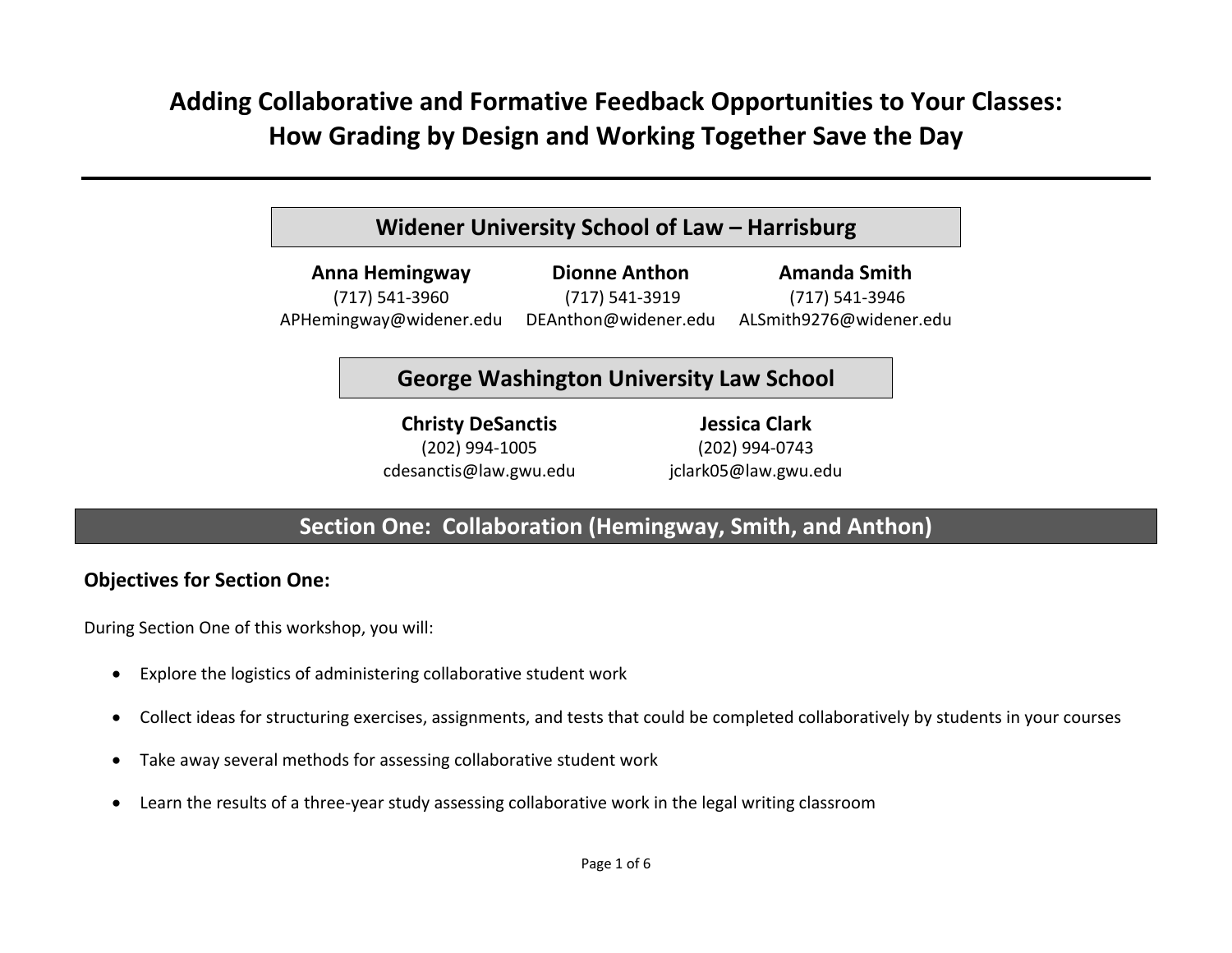# Adding Collaborative and Formative Feedback Opportunities to Your Classes: How Grading by Design and Working Together Save the Day

## Widener University School of Law – Harrisburg

**Anna Hemingway**
(717) 541-3960
APHemingway@widener.edu

**Dionne Anthon**
(717) 541-3919
DEAnthon@widener.edu

**Amanda Smith**
(717) 541-3946
ALSmith9276@widener.edu

## George Washington University Law School

**Christy DeSanctis**
(202) 994-1005
cdesanctis@law.gwu.edu

**Jessica Clark**
(202) 994-0743
jclark05@law.gwu.edu

## Section One: Collaboration (Hemingway, Smith, and Anthon)

### Objectives for Section One:

During Section One of this workshop, you will:

- Explore the logistics of administering collaborative student work
- Collect ideas for structuring exercises, assignments, and tests that could be completed collaboratively by students in your courses
- Take away several methods for assessing collaborative student work
- Learn the results of a three-year study assessing collaborative work in the legal writing classroom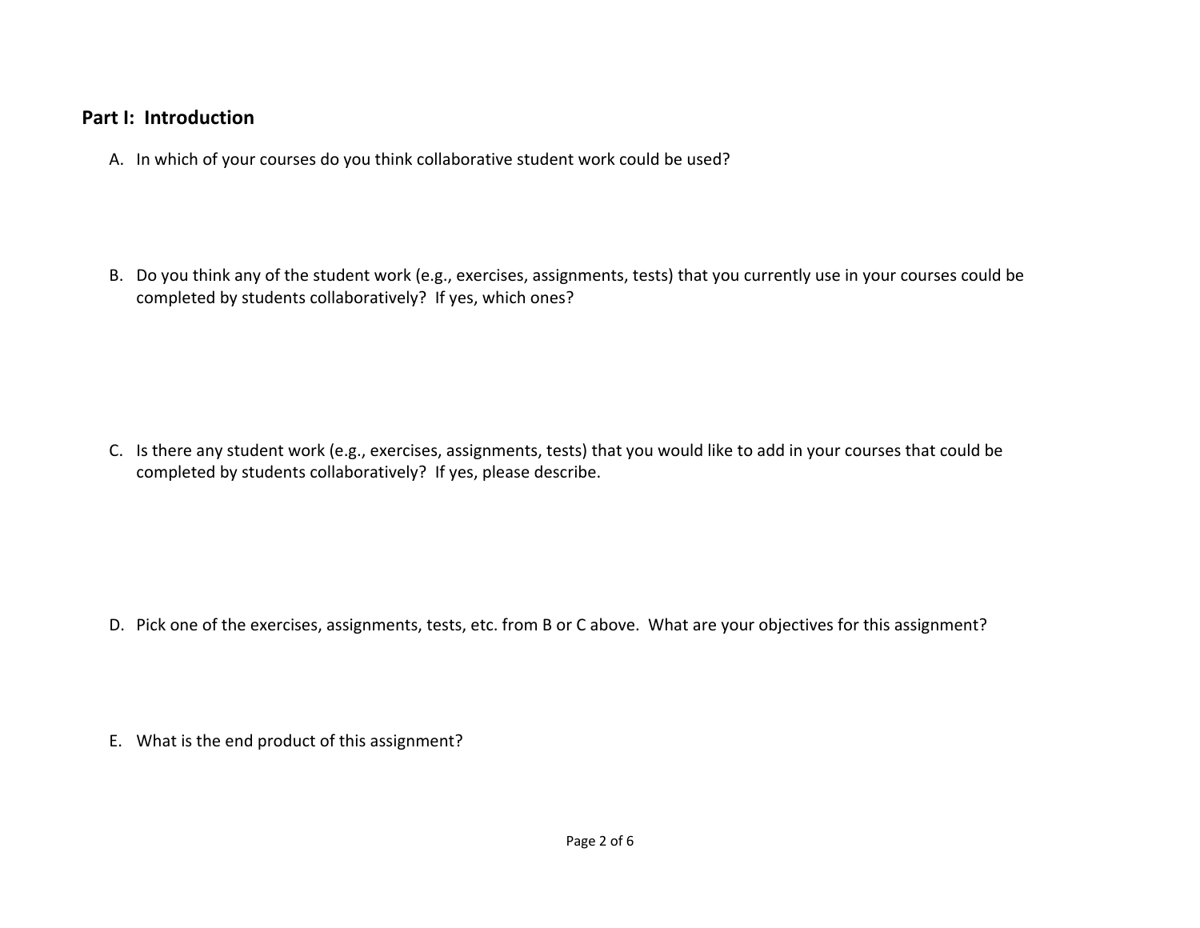## Part I: Introduction

A. In which of your courses do you think collaborative student work could be used?

B. Do you think any of the student work (e.g., exercises, assignments, tests) that you currently use in your courses could be completed by students collaboratively? If yes, which ones?

C. Is there any student work (e.g., exercises, assignments, tests) that you would like to add in your courses that could be completed by students collaboratively? If yes, please describe.

D. Pick one of the exercises, assignments, tests, etc. from B or C above. What are your objectives for this assignment?

E. What is the end product of this assignment?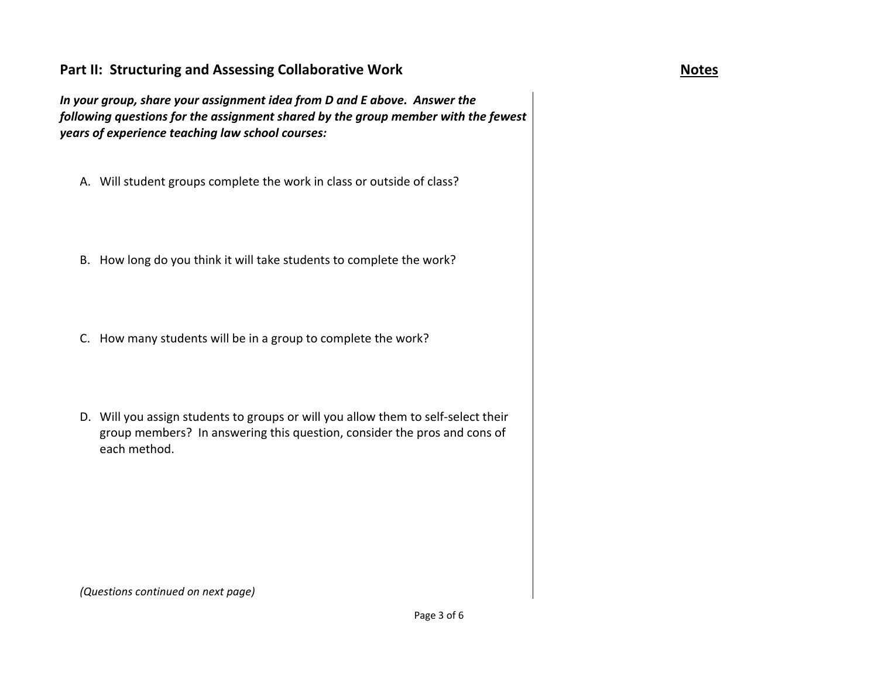## Part II: Structuring and Assessing Collaborative Work

**Notes**

***In your group, share your assignment idea from D and E above. Answer the following questions for the assignment shared by the group member with the fewest years of experience teaching law school courses:***

A. Will student groups complete the work in class or outside of class?

B. How long do you think it will take students to complete the work?

C. How many students will be in a group to complete the work?

D. Will you assign students to groups or will you allow them to self-select their group members? In answering this question, consider the pros and cons of each method.

*(Questions continued on next page)*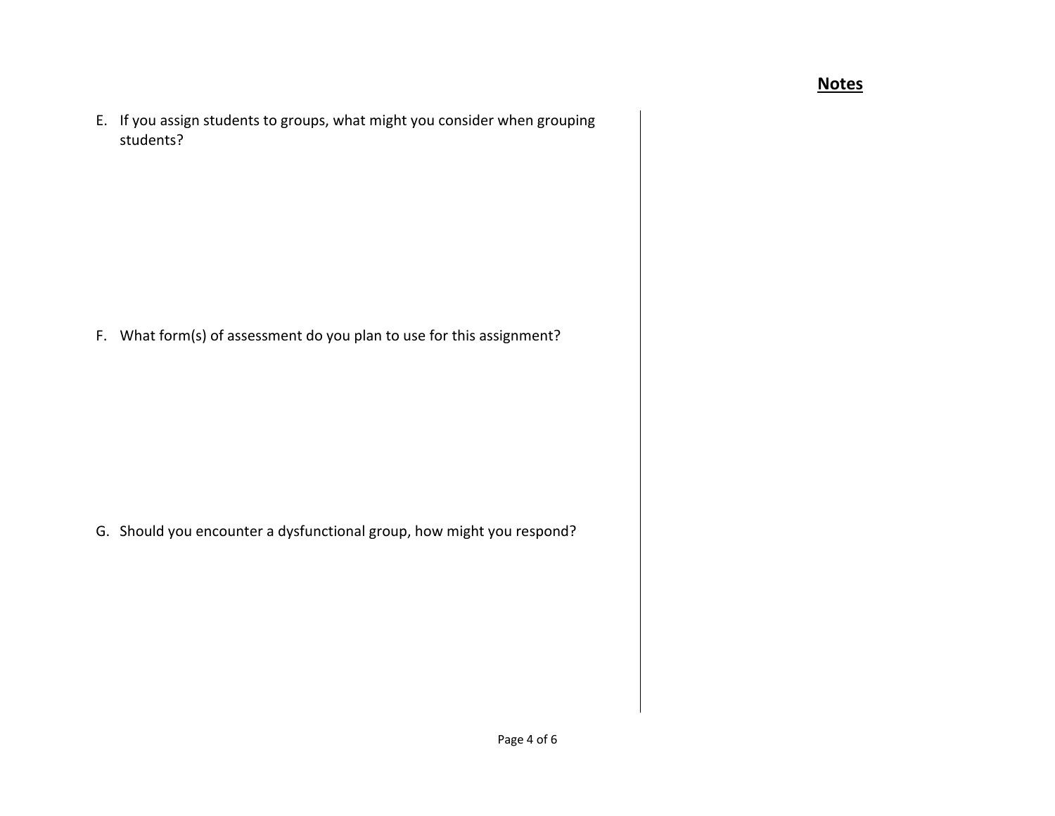**Notes**

E. If you assign students to groups, what might you consider when grouping students?

F. What form(s) of assessment do you plan to use for this assignment?

G. Should you encounter a dysfunctional group, how might you respond?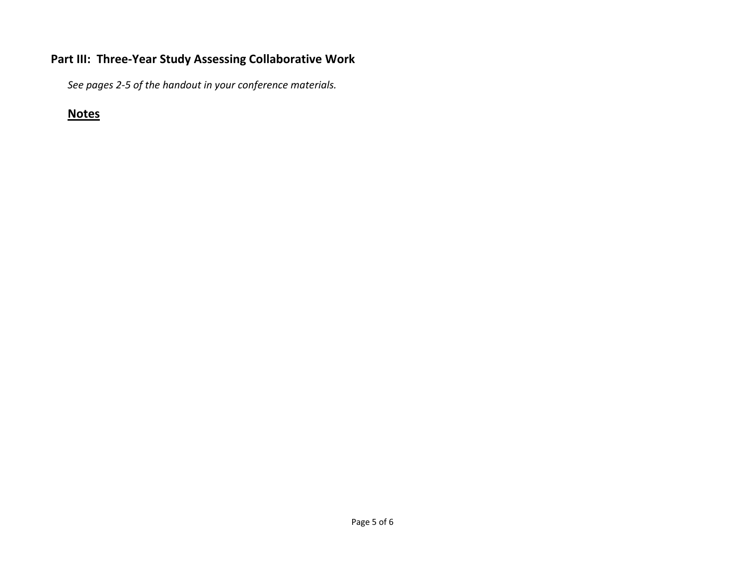## Part III: Three-Year Study Assessing Collaborative Work

*See pages 2-5 of the handout in your conference materials.*

### Notes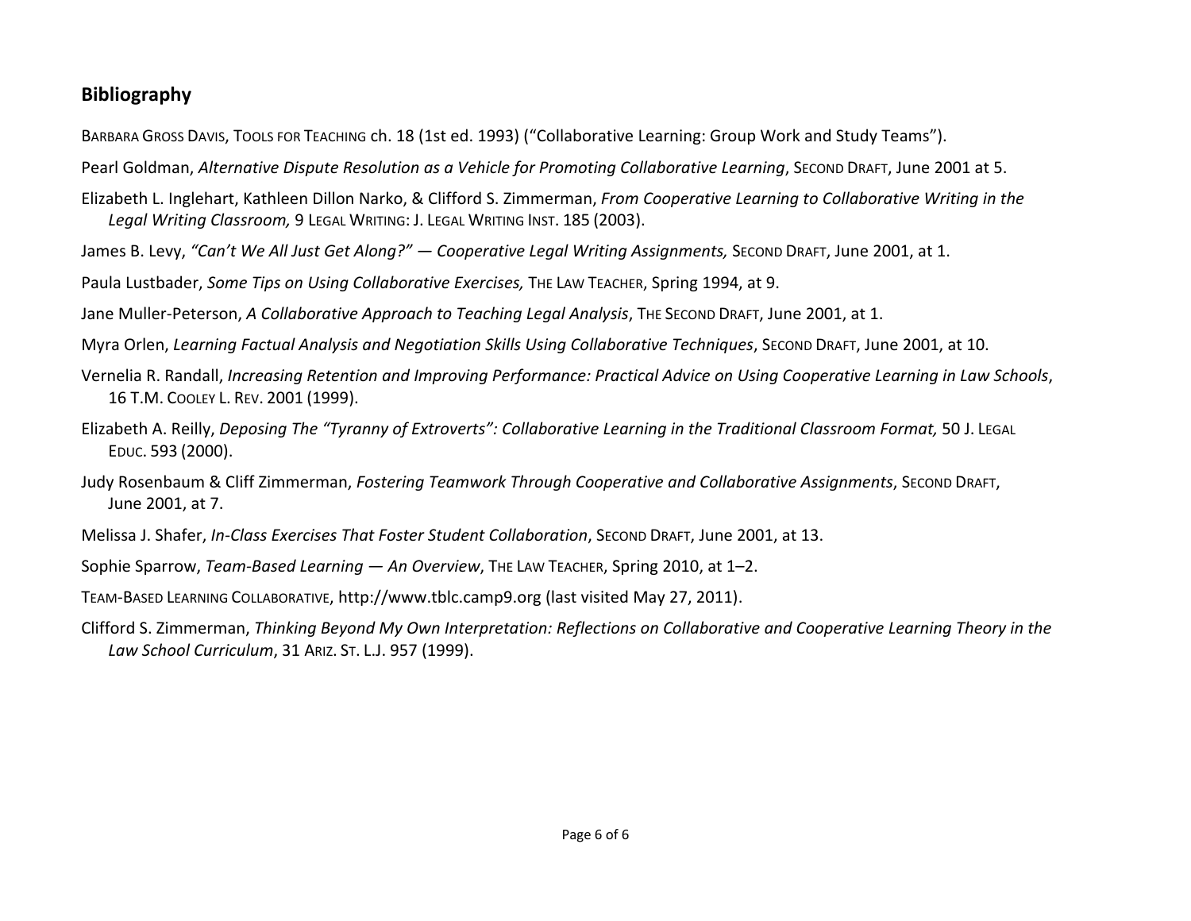## Bibliography

BARBARA GROSS DAVIS, TOOLS FOR TEACHING ch. 18 (1st ed. 1993) ("Collaborative Learning: Group Work and Study Teams").

Pearl Goldman, *Alternative Dispute Resolution as a Vehicle for Promoting Collaborative Learning*, SECOND DRAFT, June 2001 at 5.

Elizabeth L. Inglehart, Kathleen Dillon Narko, & Clifford S. Zimmerman, *From Cooperative Learning to Collaborative Writing in the Legal Writing Classroom,* 9 LEGAL WRITING: J. LEGAL WRITING INST. 185 (2003).

James B. Levy, *"Can't We All Just Get Along?" — Cooperative Legal Writing Assignments,* SECOND DRAFT, June 2001, at 1.

Paula Lustbader, *Some Tips on Using Collaborative Exercises,* THE LAW TEACHER, Spring 1994, at 9.

Jane Muller-Peterson, *A Collaborative Approach to Teaching Legal Analysis*, THE SECOND DRAFT, June 2001, at 1.

Myra Orlen, *Learning Factual Analysis and Negotiation Skills Using Collaborative Techniques*, SECOND DRAFT, June 2001, at 10.

Vernelia R. Randall, *Increasing Retention and Improving Performance: Practical Advice on Using Cooperative Learning in Law Schools*, 16 T.M. COOLEY L. REV. 2001 (1999).

Elizabeth A. Reilly, *Deposing The "Tyranny of Extroverts": Collaborative Learning in the Traditional Classroom Format,* 50 J. LEGAL EDUC. 593 (2000).

Judy Rosenbaum & Cliff Zimmerman, *Fostering Teamwork Through Cooperative and Collaborative Assignments*, SECOND DRAFT, June 2001, at 7.

Melissa J. Shafer, *In-Class Exercises That Foster Student Collaboration*, SECOND DRAFT, June 2001, at 13.

Sophie Sparrow, *Team-Based Learning — An Overview*, THE LAW TEACHER, Spring 2010, at 1–2.

TEAM-BASED LEARNING COLLABORATIVE, http://www.tblc.camp9.org (last visited May 27, 2011).

Clifford S. Zimmerman, *Thinking Beyond My Own Interpretation: Reflections on Collaborative and Cooperative Learning Theory in the Law School Curriculum*, 31 ARIZ. ST. L.J. 957 (1999).